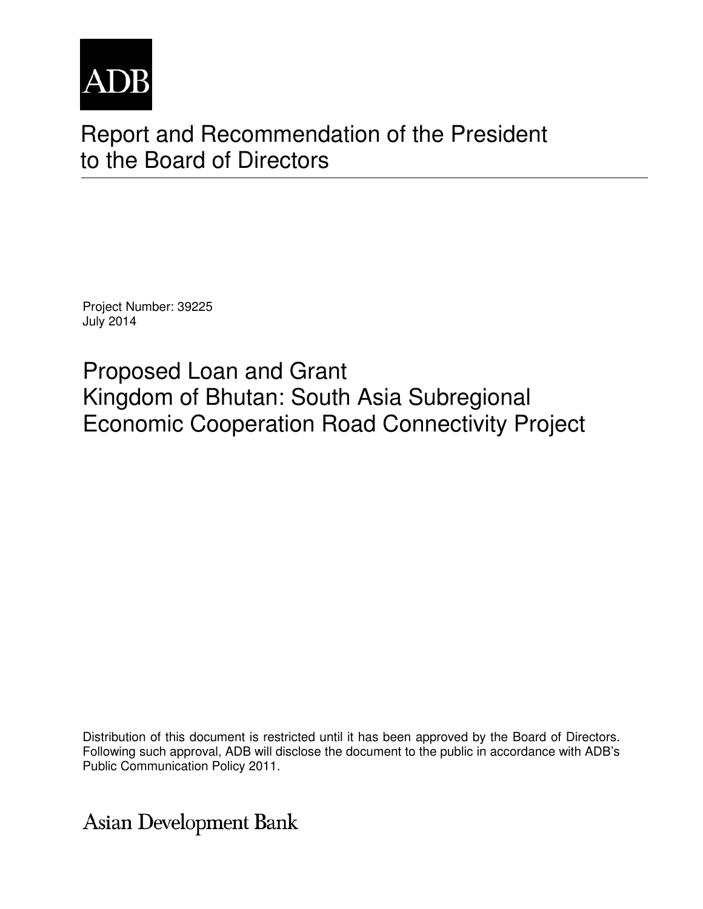ADB

# Report and Recommendation of the President to the Board of Directors

Project Number: 39225
July 2014

## Proposed Loan and Grant
## Kingdom of Bhutan: South Asia Subregional Economic Cooperation Road Connectivity Project

Distribution of this document is restricted until it has been approved by the Board of Directors. Following such approval, ADB will disclose the document to the public in accordance with ADB's Public Communication Policy 2011.

Asian Development Bank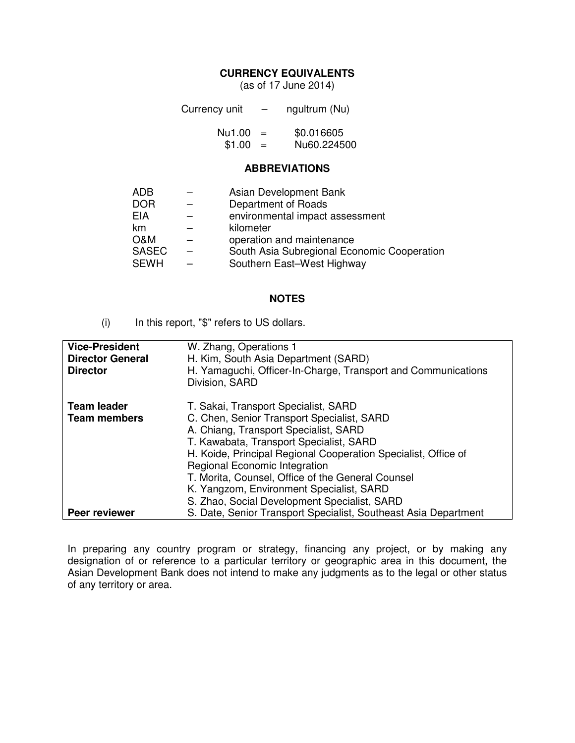## CURRENCY EQUIVALENTS

(as of 17 June 2014)

| | | |
|---|---|---|
| Currency unit | – | ngultrum (Nu) |
| Nu1.00 | = | $0.016605 |
| $1.00 | = | Nu60.224500 |

## ABBREVIATIONS

| | | |
|---|---|---|
| ADB | – | Asian Development Bank |
| DOR | – | Department of Roads |
| EIA | – | environmental impact assessment |
| km | – | kilometer |
| O&M | – | operation and maintenance |
| SASEC | – | South Asia Subregional Economic Cooperation |
| SEWH | – | Southern East–West Highway |

## NOTES

(i) In this report, "$" refers to US dollars.

| | |
|---|---|
| **Vice-President** | W. Zhang, Operations 1 |
| **Director General** | H. Kim, South Asia Department (SARD) |
| **Director** | H. Yamaguchi, Officer-In-Charge, Transport and Communications Division, SARD |
| **Team leader** | T. Sakai, Transport Specialist, SARD |
| **Team members** | C. Chen, Senior Transport Specialist, SARD |
| | A. Chiang, Transport Specialist, SARD |
| | T. Kawabata, Transport Specialist, SARD |
| | H. Koide, Principal Regional Cooperation Specialist, Office of Regional Economic Integration |
| | T. Morita, Counsel, Office of the General Counsel |
| | K. Yangzom, Environment Specialist, SARD |
| | S. Zhao, Social Development Specialist, SARD |
| **Peer reviewer** | S. Date, Senior Transport Specialist, Southeast Asia Department |

In preparing any country program or strategy, financing any project, or by making any designation of or reference to a particular territory or geographic area in this document, the Asian Development Bank does not intend to make any judgments as to the legal or other status of any territory or area.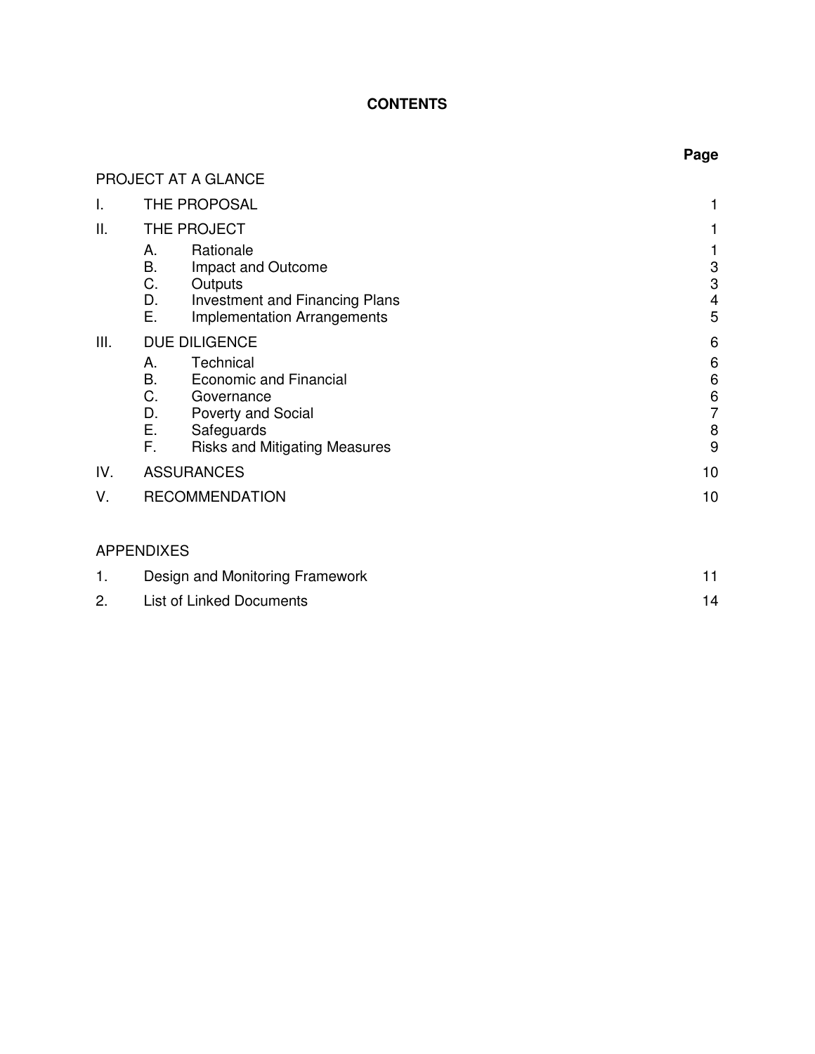# CONTENTS

| | | | Page |
|---|---|---|---|
| PROJECT AT A GLANCE | | | |
| I. | THE PROPOSAL | | 1 |
| II. | THE PROJECT | | 1 |
| | A. | Rationale | 1 |
| | B. | Impact and Outcome | 3 |
| | C. | Outputs | 3 |
| | D. | Investment and Financing Plans | 4 |
| | E. | Implementation Arrangements | 5 |
| III. | DUE DILIGENCE | | 6 |
| | A. | Technical | 6 |
| | B. | Economic and Financial | 6 |
| | C. | Governance | 6 |
| | D. | Poverty and Social | 7 |
| | E. | Safeguards | 8 |
| | F. | Risks and Mitigating Measures | 9 |
| IV. | ASSURANCES | | 10 |
| V. | RECOMMENDATION | | 10 |

## APPENDIXES

| | | |
|---|---|---|
| 1. | Design and Monitoring Framework | 11 |
| 2. | List of Linked Documents | 14 |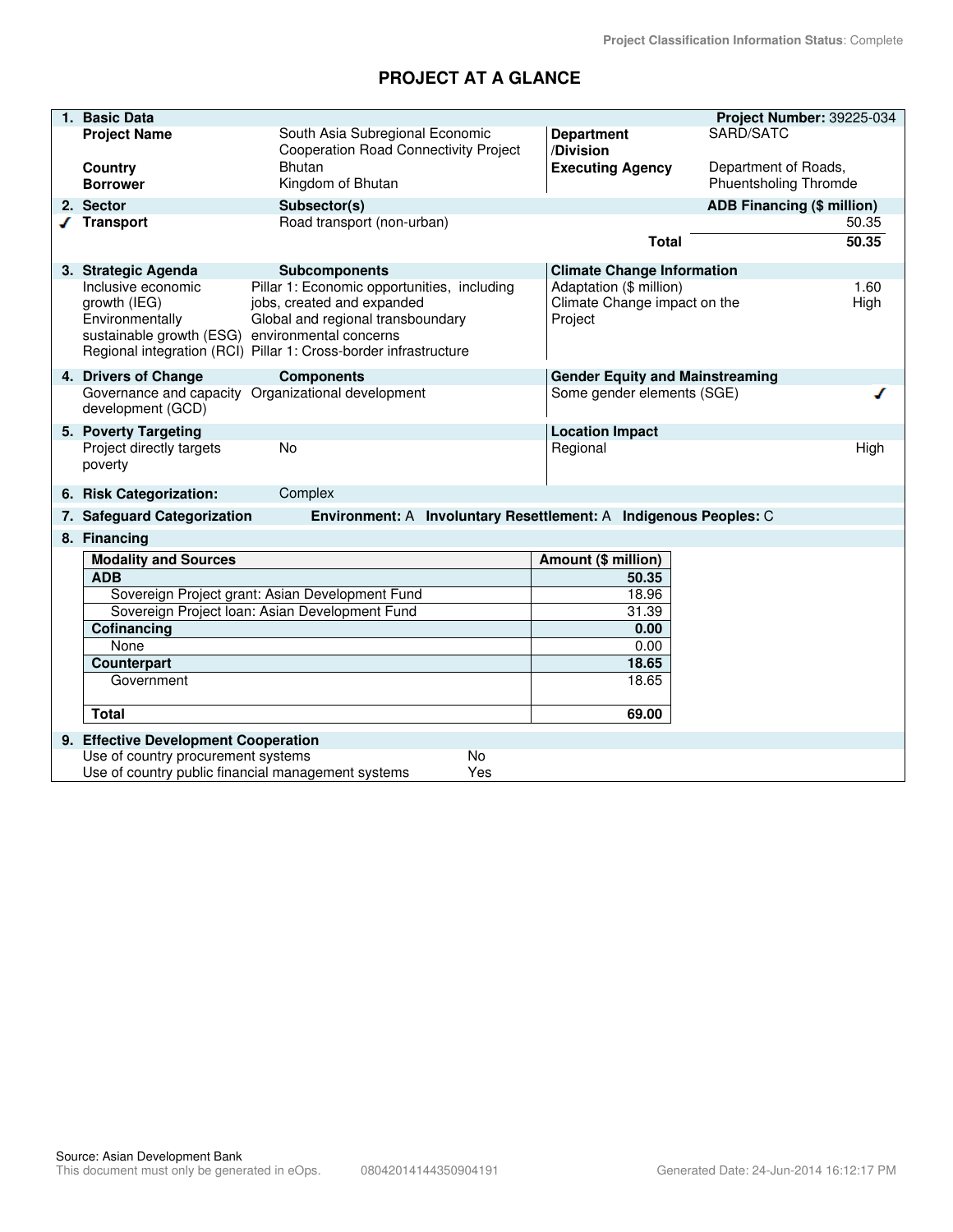Project Classification Information Status: Complete

# PROJECT AT A GLANCE

## 1. Basic Data

**Project Number:** 39225-034

| | | | |
|---|---|---|---|
| **Project Name** | South Asia Subregional Economic Cooperation Road Connectivity Project | **Department /Division** | SARD/SATC |
| **Country** | Bhutan | **Executing Agency** | Department of Roads, Phuentsholing Thromde |
| **Borrower** | Kingdom of Bhutan | | |

## 2. Sector

| Sector | Subsector(s) | ADB Financing ($ million) |
|---|---|---|
| ✓ **Transport** | Road transport (non-urban) | 50.35 |
| | **Total** | **50.35** |

## 3. Strategic Agenda

| Strategic Agenda | Subcomponents |
|---|---|
| Inclusive economic growth (IEG) | Pillar 1: Economic opportunities, including jobs, created and expanded |
| Environmentally sustainable growth (ESG) | Global and regional transboundary environmental concerns |
| Regional integration (RCI) | Pillar 1: Cross-border infrastructure |

**Climate Change Information**

| | |
|---|---|
| Adaptation ($ million) | 1.60 |
| Climate Change impact on the Project | High |

## 4. Drivers of Change

| Drivers of Change | Components |
|---|---|
| Governance and capacity development (GCD) | Organizational development |

**Gender Equity and Mainstreaming**

| | |
|---|---|
| Some gender elements (SGE) | ✓ |

## 5. Poverty Targeting

| | |
|---|---|
| Project directly targets poverty | No |

**Location Impact**

| | |
|---|---|
| Regional | High |

## 6. Risk Categorization: Complex

## 7. Safeguard Categorization

**Environment:** A **Involuntary Resettlement:** A **Indigenous Peoples:** C

## 8. Financing

| Modality and Sources | Amount ($ million) |
|---|---|
| **ADB** | **50.35** |
| Sovereign Project grant: Asian Development Fund | 18.96 |
| Sovereign Project loan: Asian Development Fund | 31.39 |
| **Cofinancing** | **0.00** |
| None | 0.00 |
| **Counterpart** | **18.65** |
| Government | 18.65 |
| **Total** | **69.00** |

## 9. Effective Development Cooperation

| | |
|---|---|
| Use of country procurement systems | No |
| Use of country public financial management systems | Yes |

Source: Asian Development Bank
This document must only be generated in eOps. 08042014144350904191 Generated Date: 24-Jun-2014 16:12:17 PM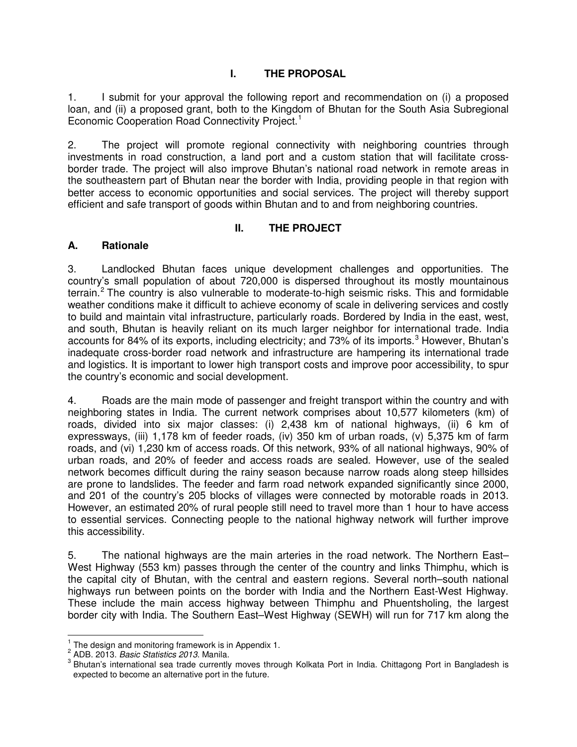# I. THE PROPOSAL

1. I submit for your approval the following report and recommendation on (i) a proposed loan, and (ii) a proposed grant, both to the Kingdom of Bhutan for the South Asia Subregional Economic Cooperation Road Connectivity Project.[1]

2. The project will promote regional connectivity with neighboring countries through investments in road construction, a land port and a custom station that will facilitate cross-border trade. The project will also improve Bhutan's national road network in remote areas in the southeastern part of Bhutan near the border with India, providing people in that region with better access to economic opportunities and social services. The project will thereby support efficient and safe transport of goods within Bhutan and to and from neighboring countries.

# II. THE PROJECT

## A. Rationale

3. Landlocked Bhutan faces unique development challenges and opportunities. The country's small population of about 720,000 is dispersed throughout its mostly mountainous terrain.[2] The country is also vulnerable to moderate-to-high seismic risks. This and formidable weather conditions make it difficult to achieve economy of scale in delivering services and costly to build and maintain vital infrastructure, particularly roads. Bordered by India in the east, west, and south, Bhutan is heavily reliant on its much larger neighbor for international trade. India accounts for 84% of its exports, including electricity; and 73% of its imports.[3] However, Bhutan's inadequate cross-border road network and infrastructure are hampering its international trade and logistics. It is important to lower high transport costs and improve poor accessibility, to spur the country's economic and social development.

4. Roads are the main mode of passenger and freight transport within the country and with neighboring states in India. The current network comprises about 10,577 kilometers (km) of roads, divided into six major classes: (i) 2,438 km of national highways, (ii) 6 km of expressways, (iii) 1,178 km of feeder roads, (iv) 350 km of urban roads, (v) 5,375 km of farm roads, and (vi) 1,230 km of access roads. Of this network, 93% of all national highways, 90% of urban roads, and 20% of feeder and access roads are sealed. However, use of the sealed network becomes difficult during the rainy season because narrow roads along steep hillsides are prone to landslides. The feeder and farm road network expanded significantly since 2000, and 201 of the country's 205 blocks of villages were connected by motorable roads in 2013. However, an estimated 20% of rural people still need to travel more than 1 hour to have access to essential services. Connecting people to the national highway network will further improve this accessibility.

5. The national highways are the main arteries in the road network. The Northern East–West Highway (553 km) passes through the center of the country and links Thimphu, which is the capital city of Bhutan, with the central and eastern regions. Several north–south national highways run between points on the border with India and the Northern East-West Highway. These include the main access highway between Thimphu and Phuentsholing, the largest border city with India. The Southern East–West Highway (SEWH) will run for 717 km along the

---

[1] The design and monitoring framework is in Appendix 1.

[2] ADB. 2013. *Basic Statistics 2013*. Manila.

[3] Bhutan's international sea trade currently moves through Kolkata Port in India. Chittagong Port in Bangladesh is expected to become an alternative port in the future.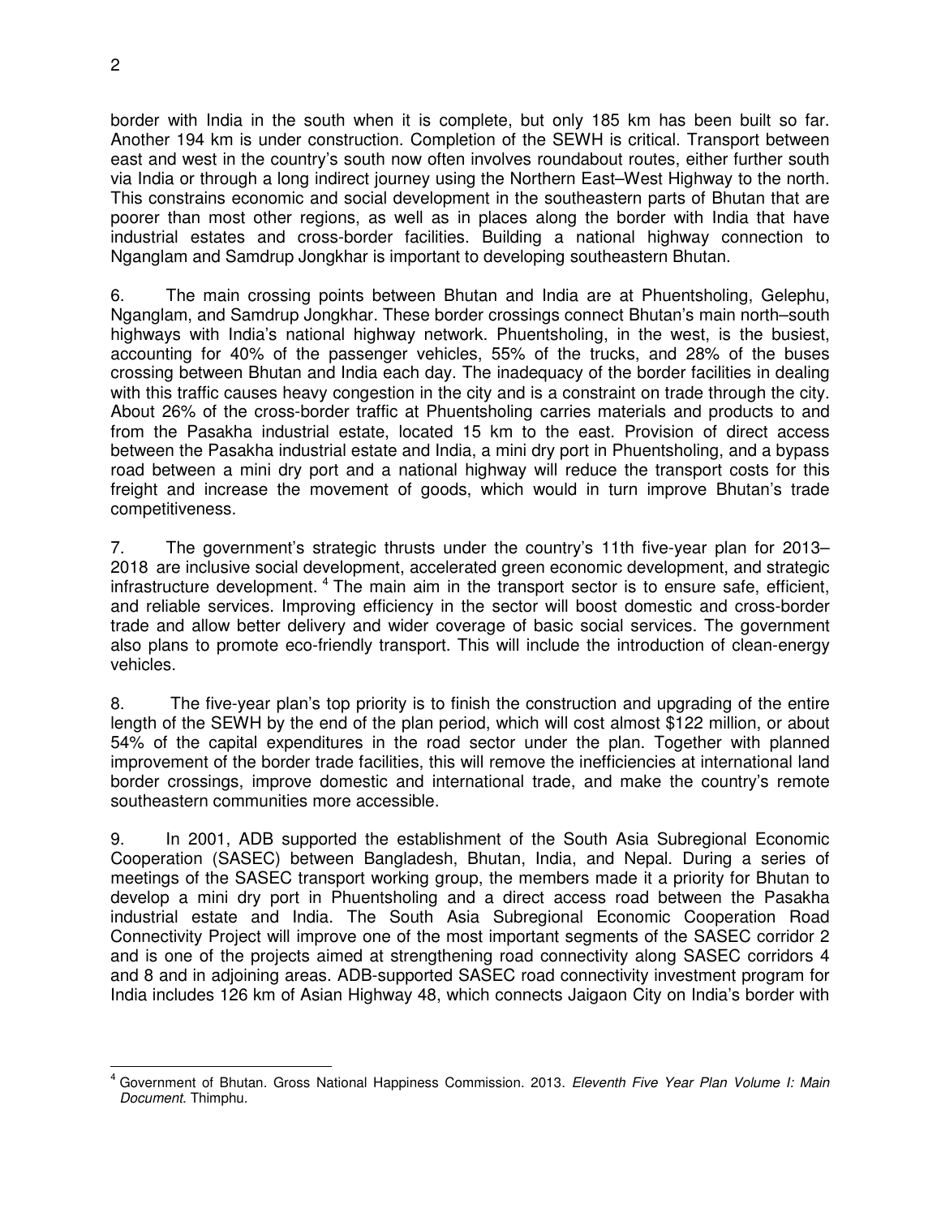border with India in the south when it is complete, but only 185 km has been built so far. Another 194 km is under construction. Completion of the SEWH is critical. Transport between east and west in the country's south now often involves roundabout routes, either further south via India or through a long indirect journey using the Northern East–West Highway to the north. This constrains economic and social development in the southeastern parts of Bhutan that are poorer than most other regions, as well as in places along the border with India that have industrial estates and cross-border facilities. Building a national highway connection to Nganglam and Samdrup Jongkhar is important to developing southeastern Bhutan.

6. The main crossing points between Bhutan and India are at Phuentsholing, Gelephu, Nganglam, and Samdrup Jongkhar. These border crossings connect Bhutan's main north–south highways with India's national highway network. Phuentsholing, in the west, is the busiest, accounting for 40% of the passenger vehicles, 55% of the trucks, and 28% of the buses crossing between Bhutan and India each day. The inadequacy of the border facilities in dealing with this traffic causes heavy congestion in the city and is a constraint on trade through the city. About 26% of the cross-border traffic at Phuentsholing carries materials and products to and from the Pasakha industrial estate, located 15 km to the east. Provision of direct access between the Pasakha industrial estate and India, a mini dry port in Phuentsholing, and a bypass road between a mini dry port and a national highway will reduce the transport costs for this freight and increase the movement of goods, which would in turn improve Bhutan's trade competitiveness.

7. The government's strategic thrusts under the country's 11th five-year plan for 2013–2018 are inclusive social development, accelerated green economic development, and strategic infrastructure development.[4] The main aim in the transport sector is to ensure safe, efficient, and reliable services. Improving efficiency in the sector will boost domestic and cross-border trade and allow better delivery and wider coverage of basic social services. The government also plans to promote eco-friendly transport. This will include the introduction of clean-energy vehicles.

8. The five-year plan's top priority is to finish the construction and upgrading of the entire length of the SEWH by the end of the plan period, which will cost almost $122 million, or about 54% of the capital expenditures in the road sector under the plan. Together with planned improvement of the border trade facilities, this will remove the inefficiencies at international land border crossings, improve domestic and international trade, and make the country's remote southeastern communities more accessible.

9. In 2001, ADB supported the establishment of the South Asia Subregional Economic Cooperation (SASEC) between Bangladesh, Bhutan, India, and Nepal. During a series of meetings of the SASEC transport working group, the members made it a priority for Bhutan to develop a mini dry port in Phuentsholing and a direct access road between the Pasakha industrial estate and India. The South Asia Subregional Economic Cooperation Road Connectivity Project will improve one of the most important segments of the SASEC corridor 2 and is one of the projects aimed at strengthening road connectivity along SASEC corridors 4 and 8 and in adjoining areas. ADB-supported SASEC road connectivity investment program for India includes 126 km of Asian Highway 48, which connects Jaigaon City on India's border with

---

[4] Government of Bhutan. Gross National Happiness Commission. 2013. *Eleventh Five Year Plan Volume I: Main Document*. Thimphu.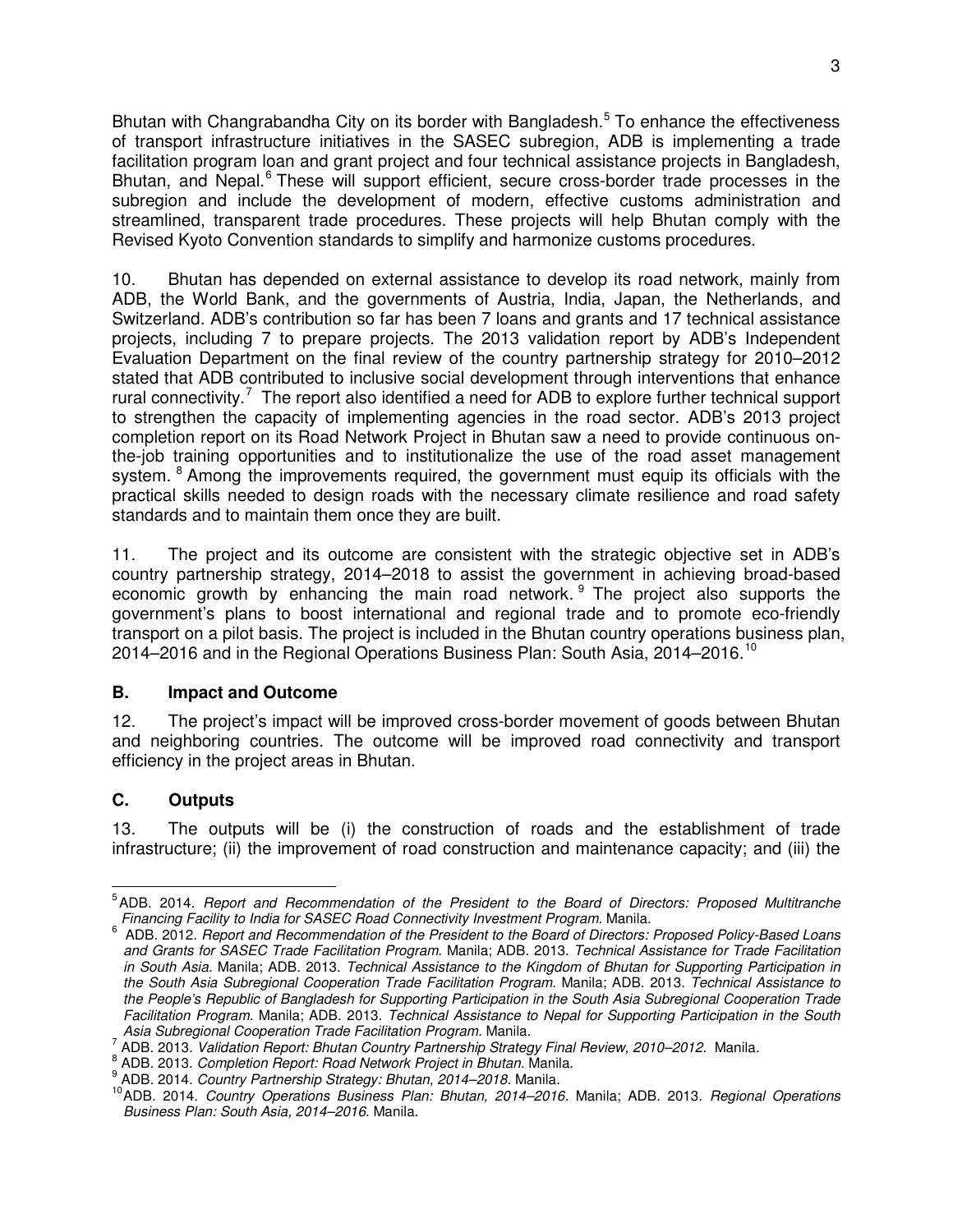Bhutan with Changrabandha City on its border with Bangladesh.[5] To enhance the effectiveness of transport infrastructure initiatives in the SASEC subregion, ADB is implementing a trade facilitation program loan and grant project and four technical assistance projects in Bangladesh, Bhutan, and Nepal.[6] These will support efficient, secure cross-border trade processes in the subregion and include the development of modern, effective customs administration and streamlined, transparent trade procedures. These projects will help Bhutan comply with the Revised Kyoto Convention standards to simplify and harmonize customs procedures.

10. Bhutan has depended on external assistance to develop its road network, mainly from ADB, the World Bank, and the governments of Austria, India, Japan, the Netherlands, and Switzerland. ADB's contribution so far has been 7 loans and grants and 17 technical assistance projects, including 7 to prepare projects. The 2013 validation report by ADB's Independent Evaluation Department on the final review of the country partnership strategy for 2010–2012 stated that ADB contributed to inclusive social development through interventions that enhance rural connectivity.[7] The report also identified a need for ADB to explore further technical support to strengthen the capacity of implementing agencies in the road sector. ADB's 2013 project completion report on its Road Network Project in Bhutan saw a need to provide continuous on-the-job training opportunities and to institutionalize the use of the road asset management system.[8] Among the improvements required, the government must equip its officials with the practical skills needed to design roads with the necessary climate resilience and road safety standards and to maintain them once they are built.

11. The project and its outcome are consistent with the strategic objective set in ADB's country partnership strategy, 2014–2018 to assist the government in achieving broad-based economic growth by enhancing the main road network.[9] The project also supports the government's plans to boost international and regional trade and to promote eco-friendly transport on a pilot basis. The project is included in the Bhutan country operations business plan, 2014–2016 and in the Regional Operations Business Plan: South Asia, 2014–2016.[10]

## B. Impact and Outcome

12. The project's impact will be improved cross-border movement of goods between Bhutan and neighboring countries. The outcome will be improved road connectivity and transport efficiency in the project areas in Bhutan.

## C. Outputs

13. The outputs will be (i) the construction of roads and the establishment of trade infrastructure; (ii) the improvement of road construction and maintenance capacity; and (iii) the

---

[5] ADB. 2014. *Report and Recommendation of the President to the Board of Directors: Proposed Multitranche Financing Facility to India for SASEC Road Connectivity Investment Program.* Manila.

[6] ADB. 2012. *Report and Recommendation of the President to the Board of Directors: Proposed Policy-Based Loans and Grants for SASEC Trade Facilitation Program.* Manila; ADB. 2013. *Technical Assistance for Trade Facilitation in South Asia.* Manila; ADB. 2013. *Technical Assistance to the Kingdom of Bhutan for Supporting Participation in the South Asia Subregional Cooperation Trade Facilitation Program.* Manila; ADB. 2013. *Technical Assistance to the People's Republic of Bangladesh for Supporting Participation in the South Asia Subregional Cooperation Trade Facilitation Program.* Manila; ADB. 2013. *Technical Assistance to Nepal for Supporting Participation in the South Asia Subregional Cooperation Trade Facilitation Program.* Manila.

[7] ADB. 2013. *Validation Report: Bhutan Country Partnership Strategy Final Review, 2010–2012.* Manila.

[8] ADB. 2013. *Completion Report: Road Network Project in Bhutan.* Manila.

[9] ADB. 2014. *Country Partnership Strategy: Bhutan, 2014–2018.* Manila.

[10] ADB. 2014. *Country Operations Business Plan: Bhutan, 2014–2016.* Manila; ADB. 2013. *Regional Operations Business Plan: South Asia, 2014–2016.* Manila.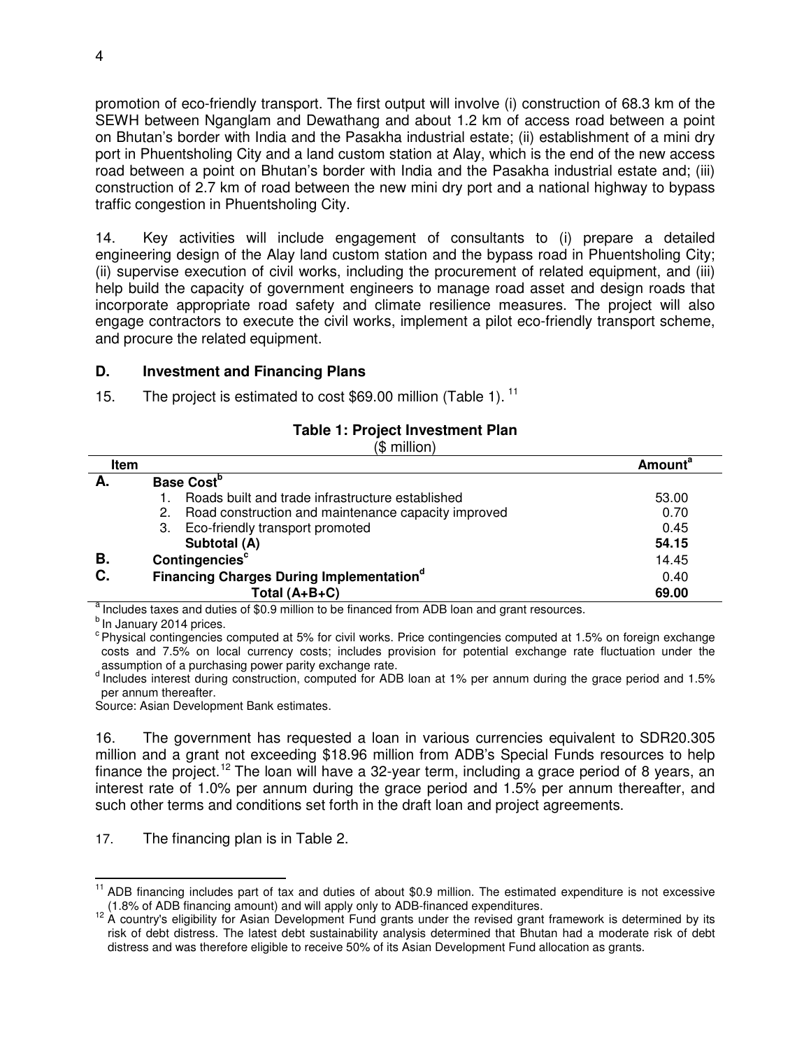promotion of eco-friendly transport. The first output will involve (i) construction of 68.3 km of the SEWH between Nganglam and Dewathang and about 1.2 km of access road between a point on Bhutan's border with India and the Pasakha industrial estate; (ii) establishment of a mini dry port in Phuentsholing City and a land custom station at Alay, which is the end of the new access road between a point on Bhutan's border with India and the Pasakha industrial estate and; (iii) construction of 2.7 km of road between the new mini dry port and a national highway to bypass traffic congestion in Phuentsholing City.

14. Key activities will include engagement of consultants to (i) prepare a detailed engineering design of the Alay land custom station and the bypass road in Phuentsholing City; (ii) supervise execution of civil works, including the procurement of related equipment, and (iii) help build the capacity of government engineers to manage road asset and design roads that incorporate appropriate road safety and climate resilience measures. The project will also engage contractors to execute the civil works, implement a pilot eco-friendly transport scheme, and procure the related equipment.

### D. Investment and Financing Plans

15. The project is estimated to cost $69.00 million (Table 1).[11]

**Table 1: Project Investment Plan**

($ million)

| Item | | Amount[a] |
|---|---|---|
| A. | **Base Cost[b]** | |
| | 1. Roads built and trade infrastructure established | 53.00 |
| | 2. Road construction and maintenance capacity improved | 0.70 |
| | 3. Eco-friendly transport promoted | 0.45 |
| | **Subtotal (A)** | **54.15** |
| B. | **Contingencies[c]** | 14.45 |
| C. | **Financing Charges During Implementation[d]** | 0.40 |
| | **Total (A+B+C)** | **69.00** |

[a] Includes taxes and duties of $0.9 million to be financed from ADB loan and grant resources.

[b] In January 2014 prices.

[c] Physical contingencies computed at 5% for civil works. Price contingencies computed at 1.5% on foreign exchange costs and 7.5% on local currency costs; includes provision for potential exchange rate fluctuation under the assumption of a purchasing power parity exchange rate.

[d] Includes interest during construction, computed for ADB loan at 1% per annum during the grace period and 1.5% per annum thereafter.

Source: Asian Development Bank estimates.

16. The government has requested a loan in various currencies equivalent to SDR20.305 million and a grant not exceeding $18.96 million from ADB's Special Funds resources to help finance the project.[12] The loan will have a 32-year term, including a grace period of 8 years, an interest rate of 1.0% per annum during the grace period and 1.5% per annum thereafter, and such other terms and conditions set forth in the draft loan and project agreements.

17. The financing plan is in Table 2.

---

[11] ADB financing includes part of tax and duties of about $0.9 million. The estimated expenditure is not excessive (1.8% of ADB financing amount) and will apply only to ADB-financed expenditures.

[12] A country's eligibility for Asian Development Fund grants under the revised grant framework is determined by its risk of debt distress. The latest debt sustainability analysis determined that Bhutan had a moderate risk of debt distress and was therefore eligible to receive 50% of its Asian Development Fund allocation as grants.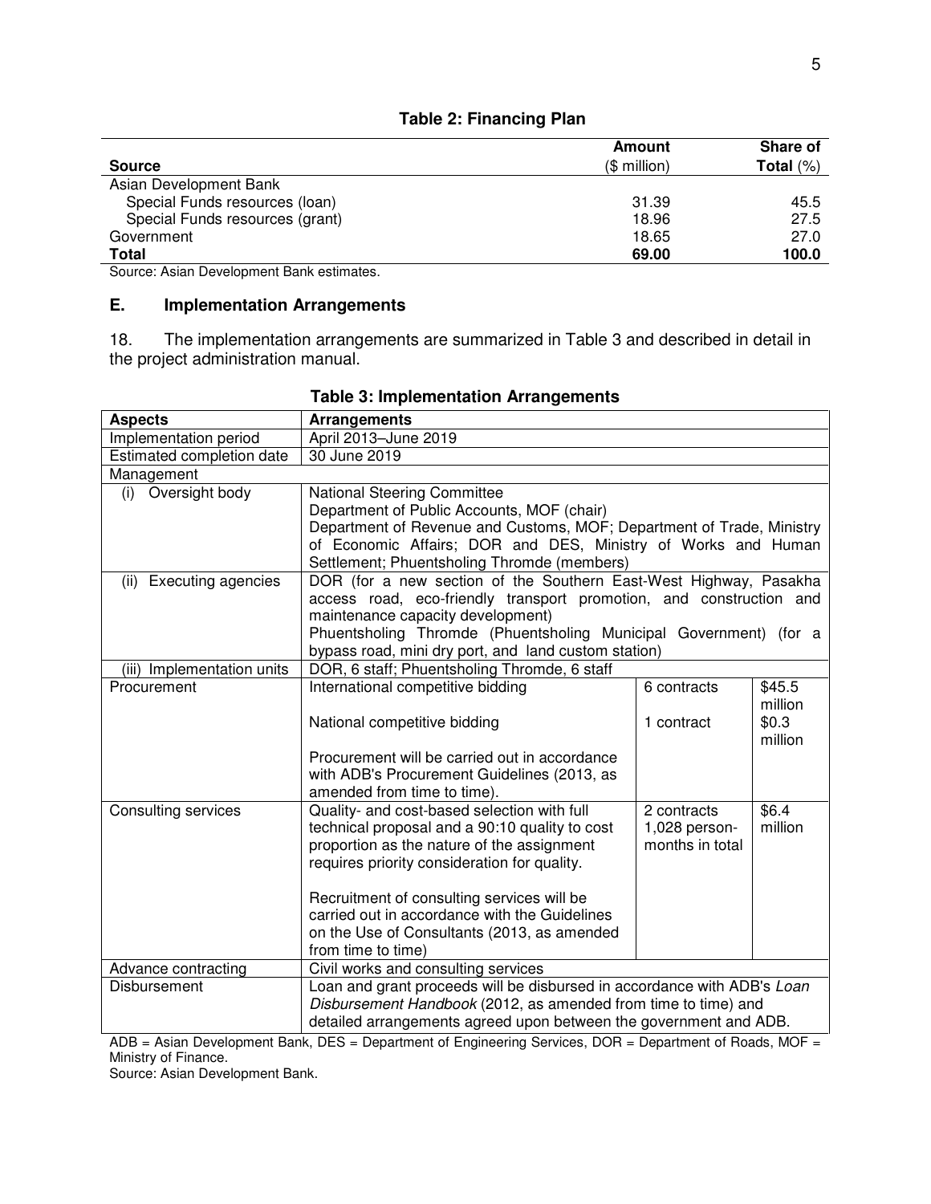**Table 2: Financing Plan**

| Source | Amount ($ million) | Share of Total (%) |
|---|---|---|
| Asian Development Bank | | |
| Special Funds resources (loan) | 31.39 | 45.5 |
| Special Funds resources (grant) | 18.96 | 27.5 |
| Government | 18.65 | 27.0 |
| **Total** | **69.00** | **100.0** |

Source: Asian Development Bank estimates.

## E. Implementation Arrangements

18. The implementation arrangements are summarized in Table 3 and described in detail in the project administration manual.

**Table 3: Implementation Arrangements**

| Aspects | Arrangements | | |
|---|---|---|---|
| Implementation period | April 2013–June 2019 | | |
| Estimated completion date | 30 June 2019 | | |
| Management | | | |
| (i) Oversight body | National Steering Committee<br>Department of Public Accounts, MOF (chair)<br>Department of Revenue and Customs, MOF; Department of Trade, Ministry of Economic Affairs; DOR and DES, Ministry of Works and Human Settlement; Phuentsholing Thromde (members) | | |
| (ii) Executing agencies | DOR (for a new section of the Southern East-West Highway, Pasakha access road, eco-friendly transport promotion, and construction and maintenance capacity development)<br>Phuentsholing Thromde (Phuentsholing Municipal Government) (for a bypass road, mini dry port, and land custom station) | | |
| (iii) Implementation units | DOR, 6 staff; Phuentsholing Thromde, 6 staff | | |
| Procurement | International competitive bidding | 6 contracts | $45.5 million |
| | National competitive bidding | 1 contract | $0.3 million |
| | Procurement will be carried out in accordance with ADB's Procurement Guidelines (2013, as amended from time to time). | | |
| Consulting services | Quality- and cost-based selection with full technical proposal and a 90:10 quality to cost proportion as the nature of the assignment requires priority consideration for quality.<br><br>Recruitment of consulting services will be carried out in accordance with the Guidelines on the Use of Consultants (2013, as amended from time to time) | 2 contracts<br>1,028 person-months in total | $6.4 million |
| Advance contracting | Civil works and consulting services | | |
| Disbursement | Loan and grant proceeds will be disbursed in accordance with ADB's *Loan Disbursement Handbook* (2012, as amended from time to time) and detailed arrangements agreed upon between the government and ADB. | | |

ADB = Asian Development Bank, DES = Department of Engineering Services, DOR = Department of Roads, MOF = Ministry of Finance.

Source: Asian Development Bank.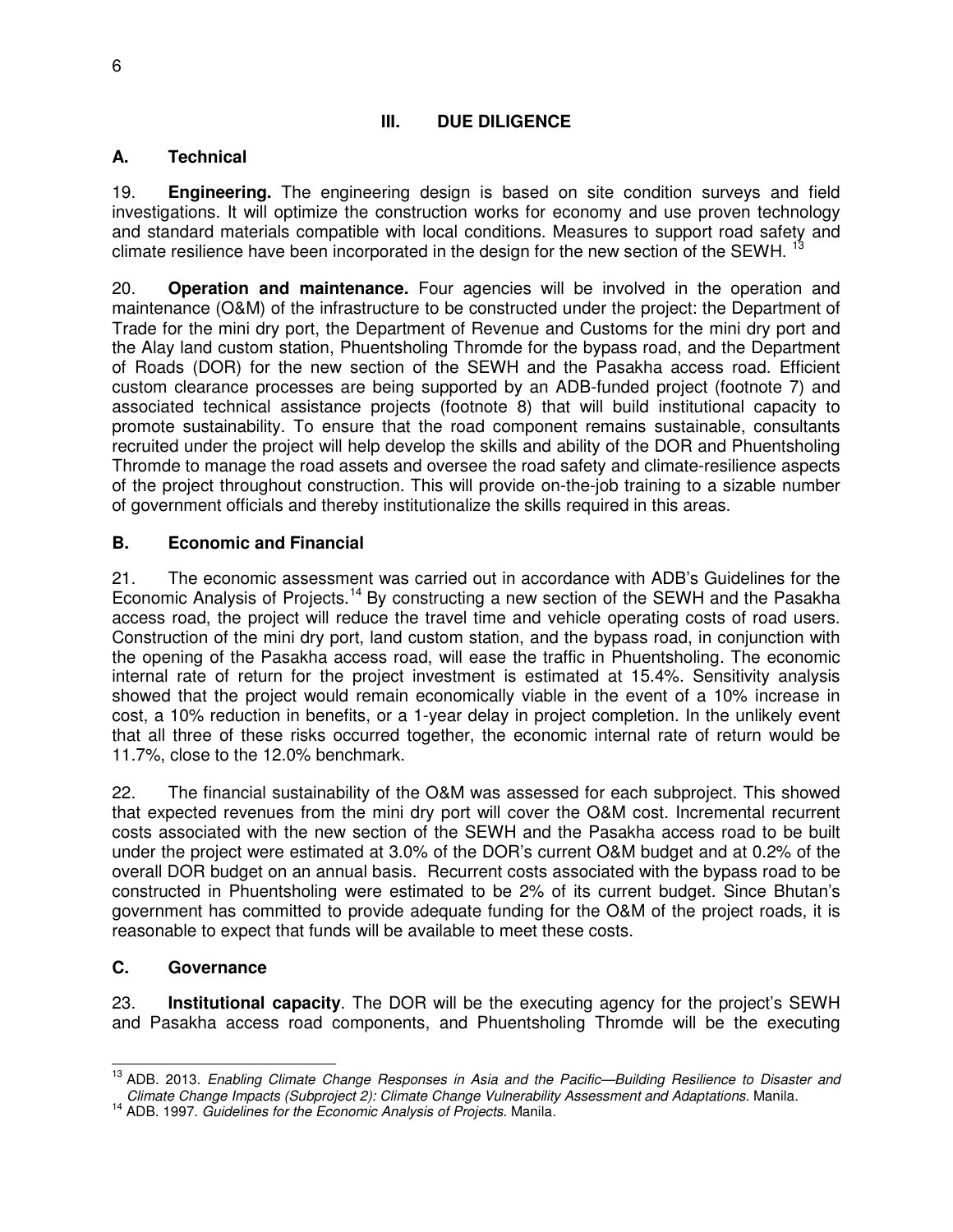## III. DUE DILIGENCE

### A. Technical

19. **Engineering.** The engineering design is based on site condition surveys and field investigations. It will optimize the construction works for economy and use proven technology and standard materials compatible with local conditions. Measures to support road safety and climate resilience have been incorporated in the design for the new section of the SEWH. [13]

20. **Operation and maintenance.** Four agencies will be involved in the operation and maintenance (O&M) of the infrastructure to be constructed under the project: the Department of Trade for the mini dry port, the Department of Revenue and Customs for the mini dry port and the Alay land custom station, Phuentsholing Thromde for the bypass road, and the Department of Roads (DOR) for the new section of the SEWH and the Pasakha access road. Efficient custom clearance processes are being supported by an ADB-funded project (footnote 7) and associated technical assistance projects (footnote 8) that will build institutional capacity to promote sustainability. To ensure that the road component remains sustainable, consultants recruited under the project will help develop the skills and ability of the DOR and Phuentsholing Thromde to manage the road assets and oversee the road safety and climate-resilience aspects of the project throughout construction. This will provide on-the-job training to a sizable number of government officials and thereby institutionalize the skills required in this areas.

### B. Economic and Financial

21. The economic assessment was carried out in accordance with ADB's Guidelines for the Economic Analysis of Projects.[14] By constructing a new section of the SEWH and the Pasakha access road, the project will reduce the travel time and vehicle operating costs of road users. Construction of the mini dry port, land custom station, and the bypass road, in conjunction with the opening of the Pasakha access road, will ease the traffic in Phuentsholing. The economic internal rate of return for the project investment is estimated at 15.4%. Sensitivity analysis showed that the project would remain economically viable in the event of a 10% increase in cost, a 10% reduction in benefits, or a 1-year delay in project completion. In the unlikely event that all three of these risks occurred together, the economic internal rate of return would be 11.7%, close to the 12.0% benchmark.

22. The financial sustainability of the O&M was assessed for each subproject. This showed that expected revenues from the mini dry port will cover the O&M cost. Incremental recurrent costs associated with the new section of the SEWH and the Pasakha access road to be built under the project were estimated at 3.0% of the DOR's current O&M budget and at 0.2% of the overall DOR budget on an annual basis. Recurrent costs associated with the bypass road to be constructed in Phuentsholing were estimated to be 2% of its current budget. Since Bhutan's government has committed to provide adequate funding for the O&M of the project roads, it is reasonable to expect that funds will be available to meet these costs.

### C. Governance

23. **Institutional capacity**. The DOR will be the executing agency for the project's SEWH and Pasakha access road components, and Phuentsholing Thromde will be the executing

---

[13] ADB. 2013. *Enabling Climate Change Responses in Asia and the Pacific—Building Resilience to Disaster and Climate Change Impacts (Subproject 2): Climate Change Vulnerability Assessment and Adaptations.* Manila.

[14] ADB. 1997. *Guidelines for the Economic Analysis of Projects.* Manila.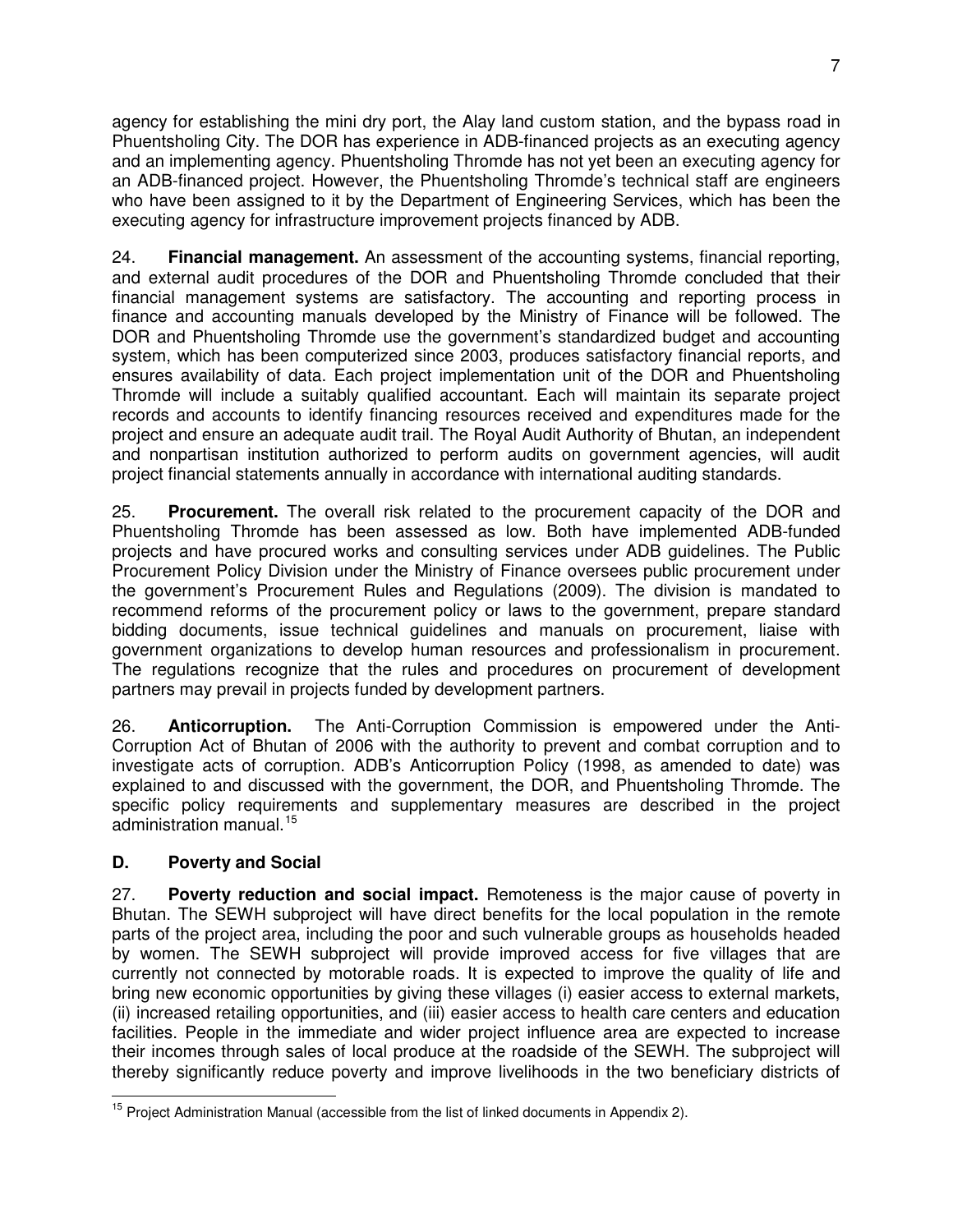agency for establishing the mini dry port, the Alay land custom station, and the bypass road in Phuentsholing City. The DOR has experience in ADB-financed projects as an executing agency and an implementing agency. Phuentsholing Thromde has not yet been an executing agency for an ADB-financed project. However, the Phuentsholing Thromde's technical staff are engineers who have been assigned to it by the Department of Engineering Services, which has been the executing agency for infrastructure improvement projects financed by ADB.

24. **Financial management.** An assessment of the accounting systems, financial reporting, and external audit procedures of the DOR and Phuentsholing Thromde concluded that their financial management systems are satisfactory. The accounting and reporting process in finance and accounting manuals developed by the Ministry of Finance will be followed. The DOR and Phuentsholing Thromde use the government's standardized budget and accounting system, which has been computerized since 2003, produces satisfactory financial reports, and ensures availability of data. Each project implementation unit of the DOR and Phuentsholing Thromde will include a suitably qualified accountant. Each will maintain its separate project records and accounts to identify financing resources received and expenditures made for the project and ensure an adequate audit trail. The Royal Audit Authority of Bhutan, an independent and nonpartisan institution authorized to perform audits on government agencies, will audit project financial statements annually in accordance with international auditing standards.

25. **Procurement.** The overall risk related to the procurement capacity of the DOR and Phuentsholing Thromde has been assessed as low. Both have implemented ADB-funded projects and have procured works and consulting services under ADB guidelines. The Public Procurement Policy Division under the Ministry of Finance oversees public procurement under the government's Procurement Rules and Regulations (2009). The division is mandated to recommend reforms of the procurement policy or laws to the government, prepare standard bidding documents, issue technical guidelines and manuals on procurement, liaise with government organizations to develop human resources and professionalism in procurement. The regulations recognize that the rules and procedures on procurement of development partners may prevail in projects funded by development partners.

26. **Anticorruption.** The Anti-Corruption Commission is empowered under the Anti-Corruption Act of Bhutan of 2006 with the authority to prevent and combat corruption and to investigate acts of corruption. ADB's Anticorruption Policy (1998, as amended to date) was explained to and discussed with the government, the DOR, and Phuentsholing Thromde. The specific policy requirements and supplementary measures are described in the project administration manual.[15]

## D. Poverty and Social

27. **Poverty reduction and social impact.** Remoteness is the major cause of poverty in Bhutan. The SEWH subproject will have direct benefits for the local population in the remote parts of the project area, including the poor and such vulnerable groups as households headed by women. The SEWH subproject will provide improved access for five villages that are currently not connected by motorable roads. It is expected to improve the quality of life and bring new economic opportunities by giving these villages (i) easier access to external markets, (ii) increased retailing opportunities, and (iii) easier access to health care centers and education facilities. People in the immediate and wider project influence area are expected to increase their incomes through sales of local produce at the roadside of the SEWH. The subproject will thereby significantly reduce poverty and improve livelihoods in the two beneficiary districts of

[15] Project Administration Manual (accessible from the list of linked documents in Appendix 2).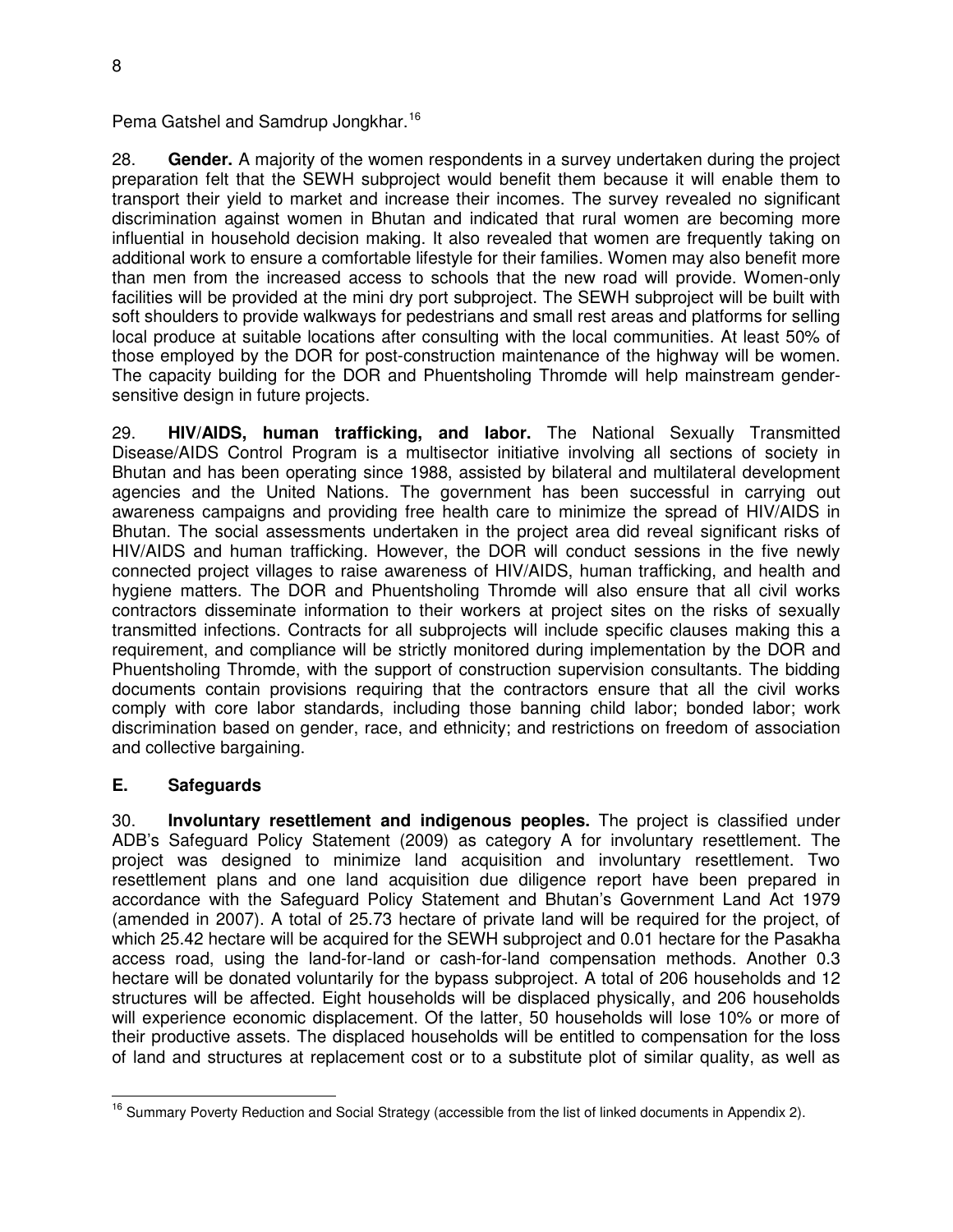Pema Gatshel and Samdrup Jongkhar.[16]

28. **Gender.** A majority of the women respondents in a survey undertaken during the project preparation felt that the SEWH subproject would benefit them because it will enable them to transport their yield to market and increase their incomes. The survey revealed no significant discrimination against women in Bhutan and indicated that rural women are becoming more influential in household decision making. It also revealed that women are frequently taking on additional work to ensure a comfortable lifestyle for their families. Women may also benefit more than men from the increased access to schools that the new road will provide. Women-only facilities will be provided at the mini dry port subproject. The SEWH subproject will be built with soft shoulders to provide walkways for pedestrians and small rest areas and platforms for selling local produce at suitable locations after consulting with the local communities. At least 50% of those employed by the DOR for post-construction maintenance of the highway will be women. The capacity building for the DOR and Phuentsholing Thromde will help mainstream gender-sensitive design in future projects.

29. **HIV/AIDS, human trafficking, and labor.** The National Sexually Transmitted Disease/AIDS Control Program is a multisector initiative involving all sections of society in Bhutan and has been operating since 1988, assisted by bilateral and multilateral development agencies and the United Nations. The government has been successful in carrying out awareness campaigns and providing free health care to minimize the spread of HIV/AIDS in Bhutan. The social assessments undertaken in the project area did reveal significant risks of HIV/AIDS and human trafficking. However, the DOR will conduct sessions in the five newly connected project villages to raise awareness of HIV/AIDS, human trafficking, and health and hygiene matters. The DOR and Phuentsholing Thromde will also ensure that all civil works contractors disseminate information to their workers at project sites on the risks of sexually transmitted infections. Contracts for all subprojects will include specific clauses making this a requirement, and compliance will be strictly monitored during implementation by the DOR and Phuentsholing Thromde, with the support of construction supervision consultants. The bidding documents contain provisions requiring that the contractors ensure that all the civil works comply with core labor standards, including those banning child labor; bonded labor; work discrimination based on gender, race, and ethnicity; and restrictions on freedom of association and collective bargaining.

## E. Safeguards

30. **Involuntary resettlement and indigenous peoples.** The project is classified under ADB's Safeguard Policy Statement (2009) as category A for involuntary resettlement. The project was designed to minimize land acquisition and involuntary resettlement. Two resettlement plans and one land acquisition due diligence report have been prepared in accordance with the Safeguard Policy Statement and Bhutan's Government Land Act 1979 (amended in 2007). A total of 25.73 hectare of private land will be required for the project, of which 25.42 hectare will be acquired for the SEWH subproject and 0.01 hectare for the Pasakha access road, using the land-for-land or cash-for-land compensation methods. Another 0.3 hectare will be donated voluntarily for the bypass subproject. A total of 206 households and 12 structures will be affected. Eight households will be displaced physically, and 206 households will experience economic displacement. Of the latter, 50 households will lose 10% or more of their productive assets. The displaced households will be entitled to compensation for the loss of land and structures at replacement cost or to a substitute plot of similar quality, as well as

[16] Summary Poverty Reduction and Social Strategy (accessible from the list of linked documents in Appendix 2).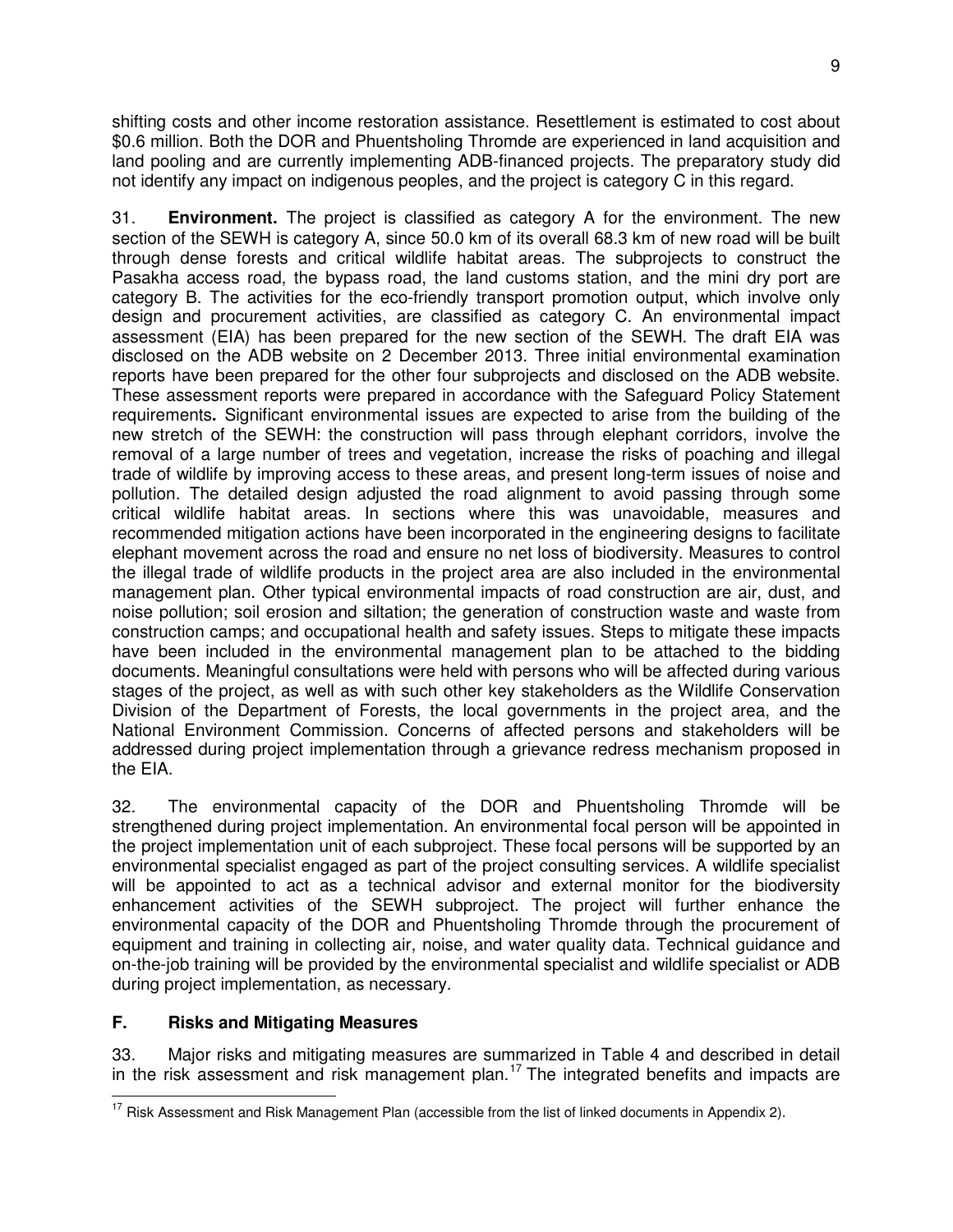shifting costs and other income restoration assistance. Resettlement is estimated to cost about $0.6 million. Both the DOR and Phuentsholing Thromde are experienced in land acquisition and land pooling and are currently implementing ADB-financed projects. The preparatory study did not identify any impact on indigenous peoples, and the project is category C in this regard.

31. **Environment.** The project is classified as category A for the environment. The new section of the SEWH is category A, since 50.0 km of its overall 68.3 km of new road will be built through dense forests and critical wildlife habitat areas. The subprojects to construct the Pasakha access road, the bypass road, the land customs station, and the mini dry port are category B. The activities for the eco-friendly transport promotion output, which involve only design and procurement activities, are classified as category C. An environmental impact assessment (EIA) has been prepared for the new section of the SEWH. The draft EIA was disclosed on the ADB website on 2 December 2013. Three initial environmental examination reports have been prepared for the other four subprojects and disclosed on the ADB website. These assessment reports were prepared in accordance with the Safeguard Policy Statement requirements**.** Significant environmental issues are expected to arise from the building of the new stretch of the SEWH: the construction will pass through elephant corridors, involve the removal of a large number of trees and vegetation, increase the risks of poaching and illegal trade of wildlife by improving access to these areas, and present long-term issues of noise and pollution. The detailed design adjusted the road alignment to avoid passing through some critical wildlife habitat areas. In sections where this was unavoidable, measures and recommended mitigation actions have been incorporated in the engineering designs to facilitate elephant movement across the road and ensure no net loss of biodiversity. Measures to control the illegal trade of wildlife products in the project area are also included in the environmental management plan. Other typical environmental impacts of road construction are air, dust, and noise pollution; soil erosion and siltation; the generation of construction waste and waste from construction camps; and occupational health and safety issues. Steps to mitigate these impacts have been included in the environmental management plan to be attached to the bidding documents. Meaningful consultations were held with persons who will be affected during various stages of the project, as well as with such other key stakeholders as the Wildlife Conservation Division of the Department of Forests, the local governments in the project area, and the National Environment Commission. Concerns of affected persons and stakeholders will be addressed during project implementation through a grievance redress mechanism proposed in the EIA.

32. The environmental capacity of the DOR and Phuentsholing Thromde will be strengthened during project implementation. An environmental focal person will be appointed in the project implementation unit of each subproject. These focal persons will be supported by an environmental specialist engaged as part of the project consulting services. A wildlife specialist will be appointed to act as a technical advisor and external monitor for the biodiversity enhancement activities of the SEWH subproject. The project will further enhance the environmental capacity of the DOR and Phuentsholing Thromde through the procurement of equipment and training in collecting air, noise, and water quality data. Technical guidance and on-the-job training will be provided by the environmental specialist and wildlife specialist or ADB during project implementation, as necessary.

### F. Risks and Mitigating Measures

33. Major risks and mitigating measures are summarized in Table 4 and described in detail in the risk assessment and risk management plan.[17] The integrated benefits and impacts are

[17] Risk Assessment and Risk Management Plan (accessible from the list of linked documents in Appendix 2).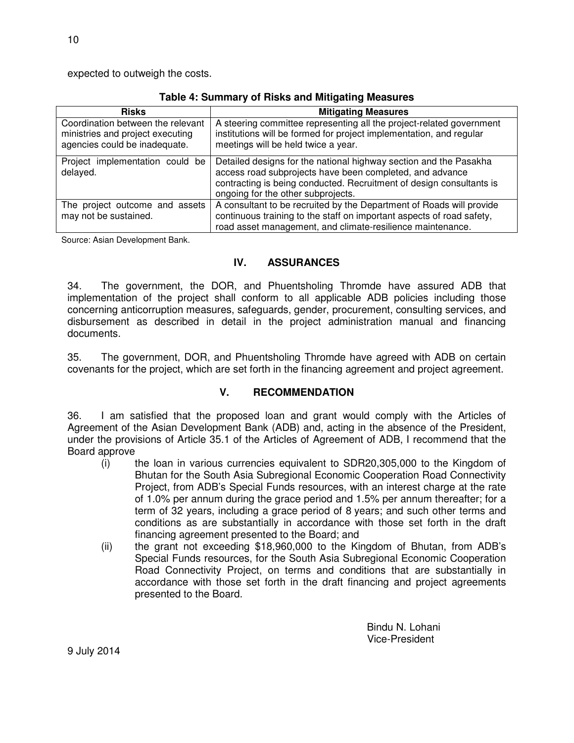expected to outweigh the costs.

**Table 4: Summary of Risks and Mitigating Measures**

| Risks | Mitigating Measures |
|---|---|
| Coordination between the relevant ministries and project executing agencies could be inadequate. | A steering committee representing all the project-related government institutions will be formed for project implementation, and regular meetings will be held twice a year. |
| Project implementation could be delayed. | Detailed designs for the national highway section and the Pasakha access road subprojects have been completed, and advance contracting is being conducted. Recruitment of design consultants is ongoing for the other subprojects. |
| The project outcome and assets may not be sustained. | A consultant to be recruited by the Department of Roads will provide continuous training to the staff on important aspects of road safety, road asset management, and climate-resilience maintenance. |

Source: Asian Development Bank.

## IV. ASSURANCES

34. The government, the DOR, and Phuentsholing Thromde have assured ADB that implementation of the project shall conform to all applicable ADB policies including those concerning anticorruption measures, safeguards, gender, procurement, consulting services, and disbursement as described in detail in the project administration manual and financing documents.

35. The government, DOR, and Phuentsholing Thromde have agreed with ADB on certain covenants for the project, which are set forth in the financing agreement and project agreement.

## V. RECOMMENDATION

36. I am satisfied that the proposed loan and grant would comply with the Articles of Agreement of the Asian Development Bank (ADB) and, acting in the absence of the President, under the provisions of Article 35.1 of the Articles of Agreement of ADB, I recommend that the Board approve

(i) the loan in various currencies equivalent to SDR20,305,000 to the Kingdom of Bhutan for the South Asia Subregional Economic Cooperation Road Connectivity Project, from ADB's Special Funds resources, with an interest charge at the rate of 1.0% per annum during the grace period and 1.5% per annum thereafter; for a term of 32 years, including a grace period of 8 years; and such other terms and conditions as are substantially in accordance with those set forth in the draft financing agreement presented to the Board; and

(ii) the grant not exceeding $18,960,000 to the Kingdom of Bhutan, from ADB's Special Funds resources, for the South Asia Subregional Economic Cooperation Road Connectivity Project, on terms and conditions that are substantially in accordance with those set forth in the draft financing and project agreements presented to the Board.

Bindu N. Lohani
Vice-President

9 July 2014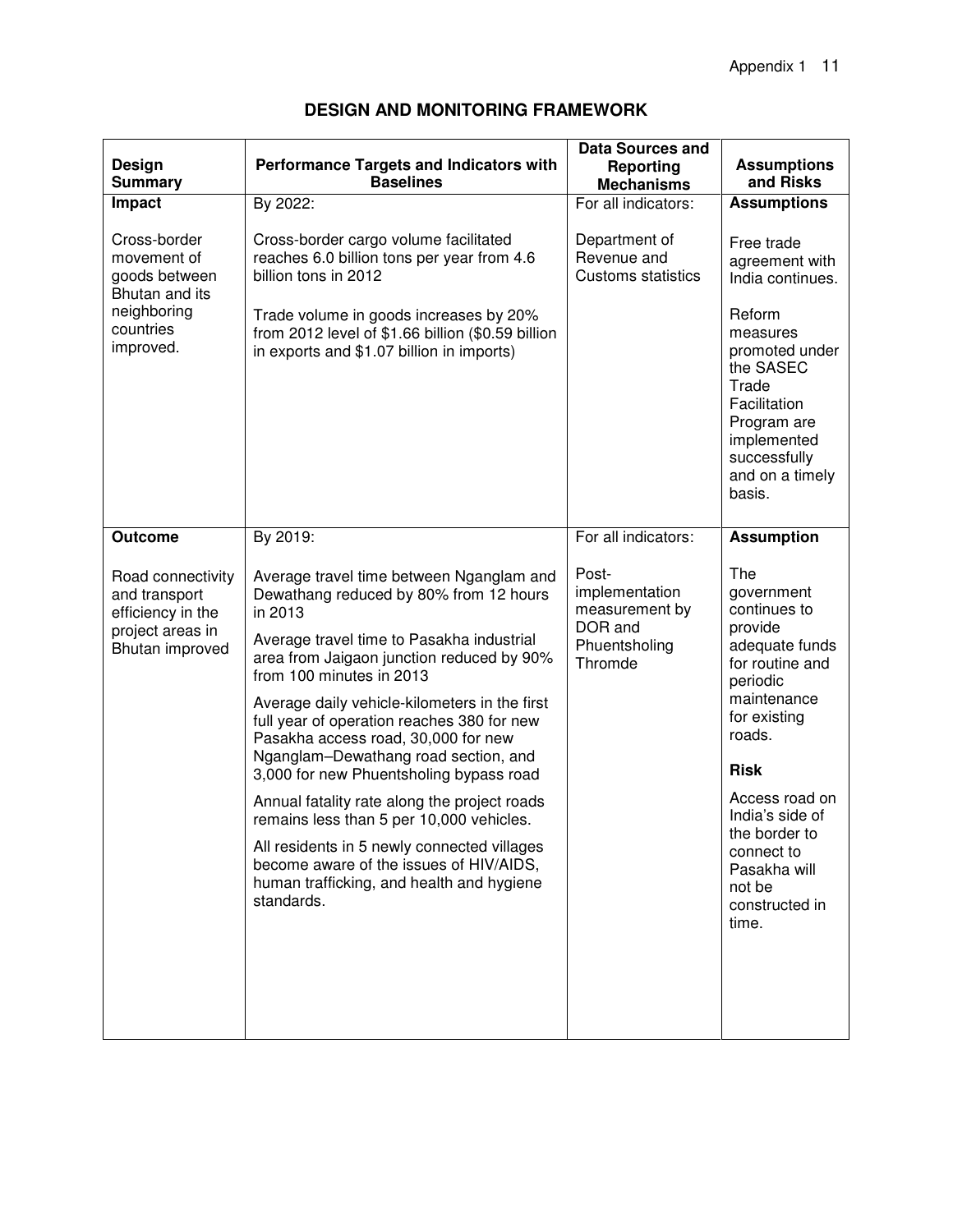## DESIGN AND MONITORING FRAMEWORK

| Design Summary | Performance Targets and Indicators with Baselines | Data Sources and Reporting Mechanisms | Assumptions and Risks |
|---|---|---|---|
| **Impact**<br><br>Cross-border movement of goods between Bhutan and its neighboring countries improved. | By 2022:<br><br>Cross-border cargo volume facilitated reaches 6.0 billion tons per year from 4.6 billion tons in 2012<br><br>Trade volume in goods increases by 20% from 2012 level of $1.66 billion ($0.59 billion in exports and $1.07 billion in imports) | For all indicators:<br><br>Department of Revenue and Customs statistics | **Assumptions**<br><br>Free trade agreement with India continues.<br><br>Reform measures promoted under the SASEC Trade Facilitation Program are implemented successfully and on a timely basis. |
| **Outcome**<br><br>Road connectivity and transport efficiency in the project areas in Bhutan improved | By 2019:<br><br>Average travel time between Nganglam and Dewathang reduced by 80% from 12 hours in 2013<br><br>Average travel time to Pasakha industrial area from Jaigaon junction reduced by 90% from 100 minutes in 2013<br><br>Average daily vehicle-kilometers in the first full year of operation reaches 380 for new Pasakha access road, 30,000 for new Nganglam–Dewathang road section, and 3,000 for new Phuentsholing bypass road<br><br>Annual fatality rate along the project roads remains less than 5 per 10,000 vehicles.<br><br>All residents in 5 newly connected villages become aware of the issues of HIV/AIDS, human trafficking, and health and hygiene standards. | For all indicators:<br><br>Post-implementation measurement by DOR and Phuentsholing Thromde | **Assumption**<br><br>The government continues to provide adequate funds for routine and periodic maintenance for existing roads.<br><br>**Risk**<br><br>Access road on India's side of the border to connect to Pasakha will not be constructed in time. |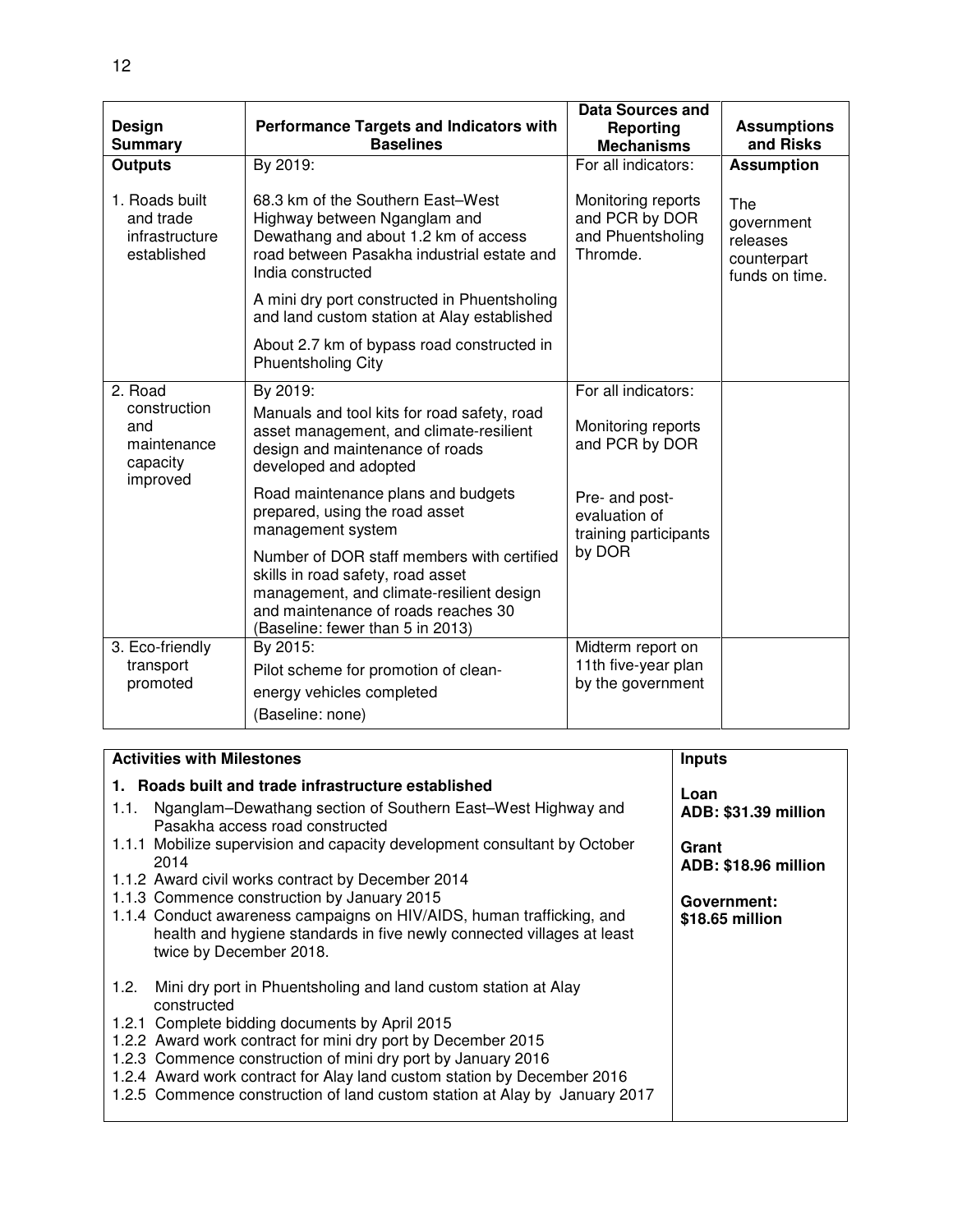| Design Summary | Performance Targets and Indicators with Baselines | Data Sources and Reporting Mechanisms | Assumptions and Risks |
|---|---|---|---|
| **Outputs** | By 2019: | For all indicators: | **Assumption** |
| 1. Roads built and trade infrastructure established | 68.3 km of the Southern East–West Highway between Nganglam and Dewathang and about 1.2 km of access road between Pasakha industrial estate and India constructed<br><br>A mini dry port constructed in Phuentsholing and land custom station at Alay established<br><br>About 2.7 km of bypass road constructed in Phuentsholing City | Monitoring reports and PCR by DOR and Phuentsholing Thromde. | The government releases counterpart funds on time. |
| 2. Road construction and maintenance capacity improved | By 2019:<br><br>Manuals and tool kits for road safety, road asset management, and climate-resilient design and maintenance of roads developed and adopted<br><br>Road maintenance plans and budgets prepared, using the road asset management system<br><br>Number of DOR staff members with certified skills in road safety, road asset management, and climate-resilient design and maintenance of roads reaches 30 (Baseline: fewer than 5 in 2013) | For all indicators:<br><br>Monitoring reports and PCR by DOR<br><br>Pre- and post-evaluation of training participants by DOR | |
| 3. Eco-friendly transport promoted | By 2015:<br><br>Pilot scheme for promotion of clean-energy vehicles completed<br><br>(Baseline: none) | Midterm report on 11th five-year plan by the government | |

| Activities with Milestones | Inputs |
|---|---|
| **1. Roads built and trade infrastructure established**<br><br>1.1. Nganglam–Dewathang section of Southern East–West Highway and Pasakha access road constructed<br>1.1.1 Mobilize supervision and capacity development consultant by October 2014<br>1.1.2 Award civil works contract by December 2014<br>1.1.3 Commence construction by January 2015<br>1.1.4 Conduct awareness campaigns on HIV/AIDS, human trafficking, and health and hygiene standards in five newly connected villages at least twice by December 2018.<br><br>1.2. Mini dry port in Phuentsholing and land custom station at Alay constructed<br>1.2.1 Complete bidding documents by April 2015<br>1.2.2 Award work contract for mini dry port by December 2015<br>1.2.3 Commence construction of mini dry port by January 2016<br>1.2.4 Award work contract for Alay land custom station by December 2016<br>1.2.5 Commence construction of land custom station at Alay by January 2017 | **Loan**<br>**ADB: $31.39 million**<br><br>**Grant**<br>**ADB: $18.96 million**<br><br>**Government:**<br>**$18.65 million** |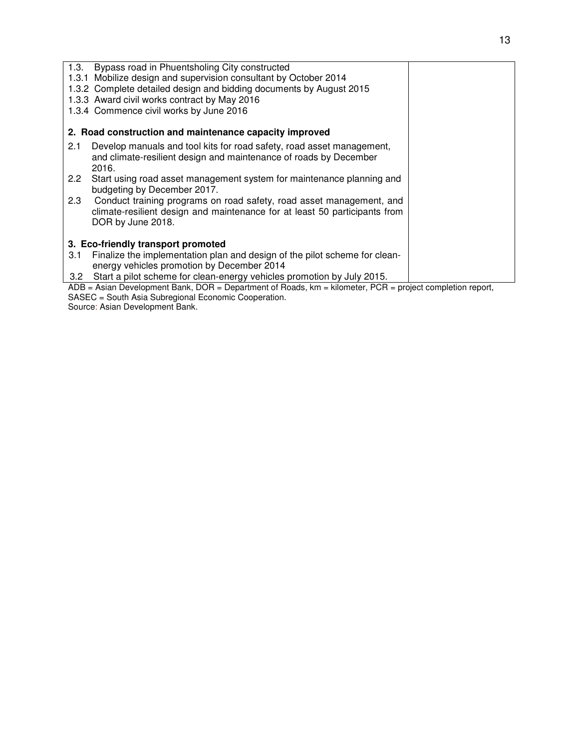| | |
|---|---|
| 1.3. Bypass road in Phuentsholing City constructed<br>1.3.1 Mobilize design and supervision consultant by October 2014<br>1.3.2 Complete detailed design and bidding documents by August 2015<br>1.3.3 Award civil works contract by May 2016<br>1.3.4 Commence civil works by June 2016<br><br>**2. Road construction and maintenance capacity improved**<br>2.1 Develop manuals and tool kits for road safety, road asset management, and climate-resilient design and maintenance of roads by December 2016.<br>2.2 Start using road asset management system for maintenance planning and budgeting by December 2017.<br>2.3 Conduct training programs on road safety, road asset management, and climate-resilient design and maintenance for at least 50 participants from DOR by June 2018.<br><br>**3. Eco-friendly transport promoted**<br>3.1 Finalize the implementation plan and design of the pilot scheme for clean-energy vehicles promotion by December 2014<br>3.2 Start a pilot scheme for clean-energy vehicles promotion by July 2015. | |

ADB = Asian Development Bank, DOR = Department of Roads, km = kilometer, PCR = project completion report, SASEC = South Asia Subregional Economic Cooperation.

Source: Asian Development Bank.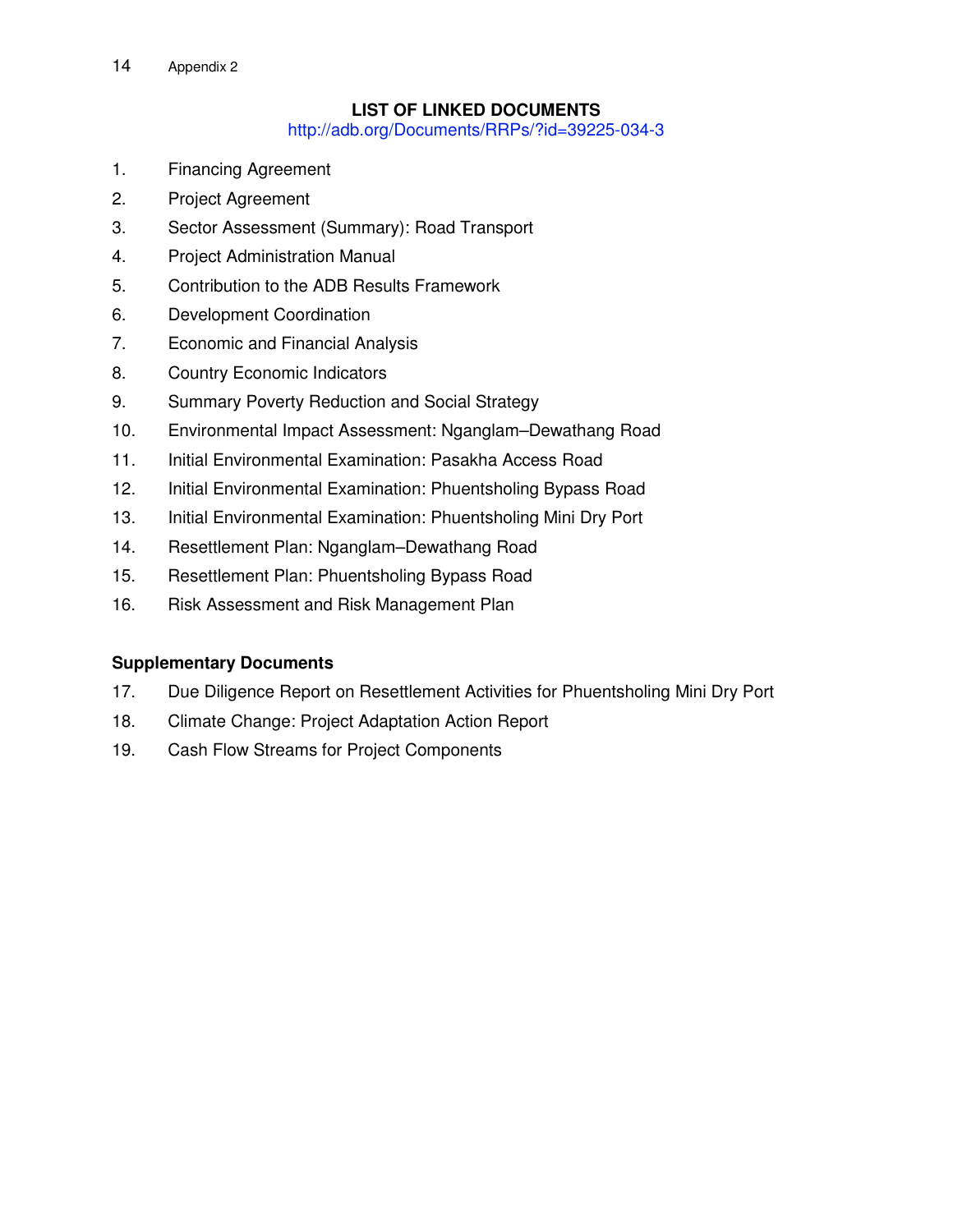## LIST OF LINKED DOCUMENTS

http://adb.org/Documents/RRPs/?id=39225-034-3

1. Financing Agreement
2. Project Agreement
3. Sector Assessment (Summary): Road Transport
4. Project Administration Manual
5. Contribution to the ADB Results Framework
6. Development Coordination
7. Economic and Financial Analysis
8. Country Economic Indicators
9. Summary Poverty Reduction and Social Strategy
10. Environmental Impact Assessment: Nganglam–Dewathang Road
11. Initial Environmental Examination: Pasakha Access Road
12. Initial Environmental Examination: Phuentsholing Bypass Road
13. Initial Environmental Examination: Phuentsholing Mini Dry Port
14. Resettlement Plan: Nganglam–Dewathang Road
15. Resettlement Plan: Phuentsholing Bypass Road
16. Risk Assessment and Risk Management Plan

**Supplementary Documents**

17. Due Diligence Report on Resettlement Activities for Phuentsholing Mini Dry Port
18. Climate Change: Project Adaptation Action Report
19. Cash Flow Streams for Project Components